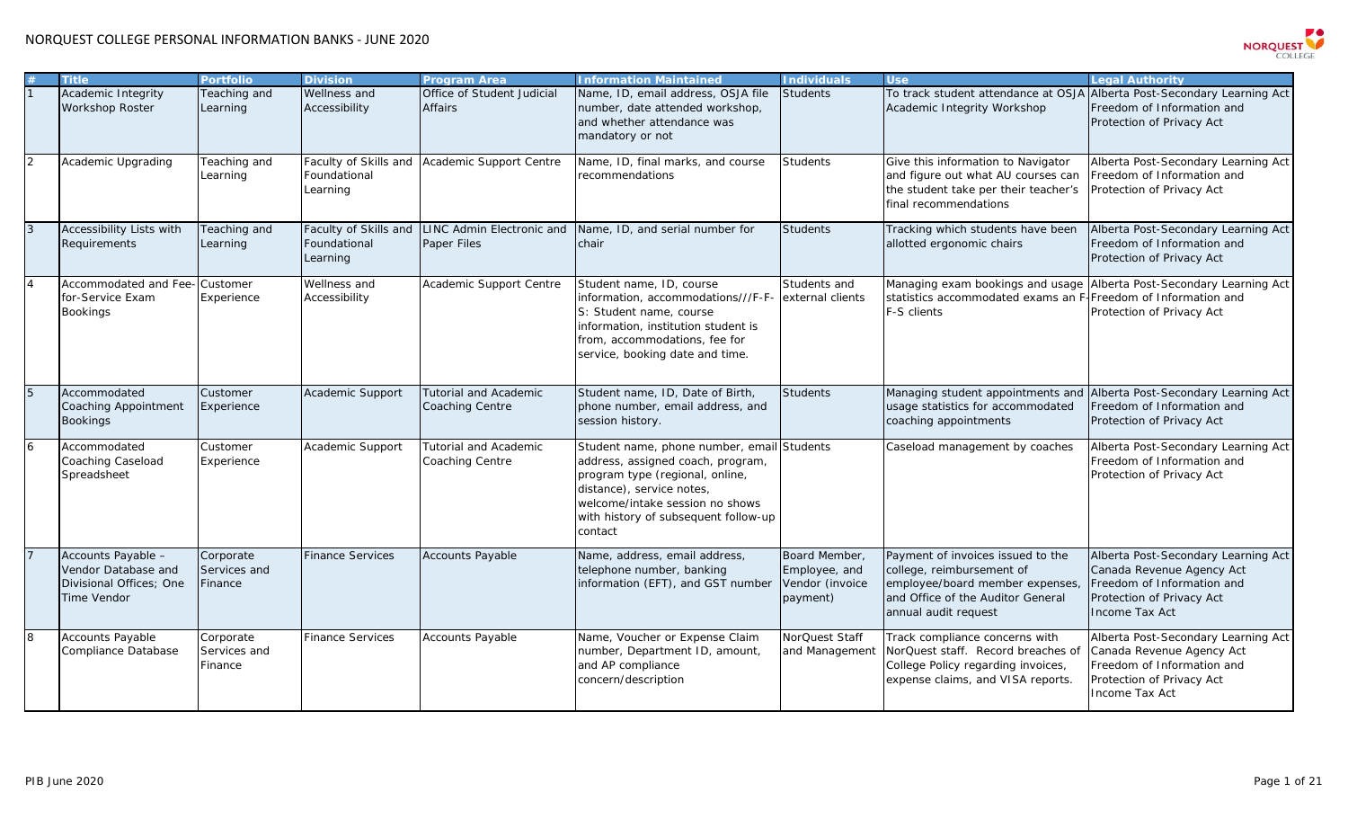# NORQUEST COLLEGE PERSONAL INFORMATION BANKS - JUNE 2020

| # | Title | Portfolio | Division | Program Area | Information Maintained | Individuals | Use | Legal Authority |
|---|---|---|---|---|---|---|---|---|
| 1 | Academic Integrity Workshop Roster | Teaching and Learning | Wellness and Accessibility | Office of Student Judicial Affairs | Name, ID, email address, OSJA file number, date attended workshop, and whether attendance was mandatory or not | Students | To track student attendance at OSJA Academic Integrity Workshop | Alberta Post-Secondary Learning Act Freedom of Information and Protection of Privacy Act |
| 2 | Academic Upgrading | Teaching and Learning | Faculty of Skills and Foundational Learning | Academic Support Centre | Name, ID, final marks, and course recommendations | Students | Give this information to Navigator and figure out what AU courses can the student take per their teacher's final recommendations | Alberta Post-Secondary Learning Act Freedom of Information and Protection of Privacy Act |
| 3 | Accessibility Lists with Requirements | Teaching and Learning | Faculty of Skills and Foundational Learning | LINC Admin Electronic and Paper Files | Name, ID, and serial number for chair | Students | Tracking which students have been allotted ergonomic chairs | Alberta Post-Secondary Learning Act Freedom of Information and Protection of Privacy Act |
| 4 | Accommodated and Fee-for-Service Exam Bookings | Customer Experience | Wellness and Accessibility | Academic Support Centre | Student name, ID, course information, accommodations///F-F-S: Student name, course information, institution student is from, accommodations, fee for service, booking date and time. | Students and external clients | Managing exam bookings and usage statistics accommodated exams an F-F-S clients | Alberta Post-Secondary Learning Act Freedom of Information and Protection of Privacy Act |
| 5 | Accommodated Coaching Appointment Bookings | Customer Experience | Academic Support | Tutorial and Academic Coaching Centre | Student name, ID, Date of Birth, phone number, email address, and session history. | Students | Managing student appointments and usage statistics for accommodated coaching appointments | Alberta Post-Secondary Learning Act Freedom of Information and Protection of Privacy Act |
| 6 | Accommodated Coaching Caseload Spreadsheet | Customer Experience | Academic Support | Tutorial and Academic Coaching Centre | Student name, phone number, email address, assigned coach, program, program type (regional, online, distance), service notes, welcome/intake session no shows with history of subsequent follow-up contact | Students | Caseload management by coaches | Alberta Post-Secondary Learning Act Freedom of Information and Protection of Privacy Act |
| 7 | Accounts Payable – Vendor Database and Divisional Offices; One Time Vendor | Corporate Services and Finance | Finance Services | Accounts Payable | Name, address, email address, telephone number, banking information (EFT), and GST number | Board Member, Employee, and Vendor (invoice payment) | Payment of invoices issued to the college, reimbursement of employee/board member expenses, and Office of the Auditor General annual audit request | Alberta Post-Secondary Learning Act Canada Revenue Agency Act Freedom of Information and Protection of Privacy Act Income Tax Act |
| 8 | Accounts Payable Compliance Database | Corporate Services and Finance | Finance Services | Accounts Payable | Name, Voucher or Expense Claim number, Department ID, amount, and AP compliance concern/description | NorQuest Staff and Management | Track compliance concerns with NorQuest staff. Record breaches of College Policy regarding invoices, expense claims, and VISA reports. | Alberta Post-Secondary Learning Act Canada Revenue Agency Act Freedom of Information and Protection of Privacy Act Income Tax Act |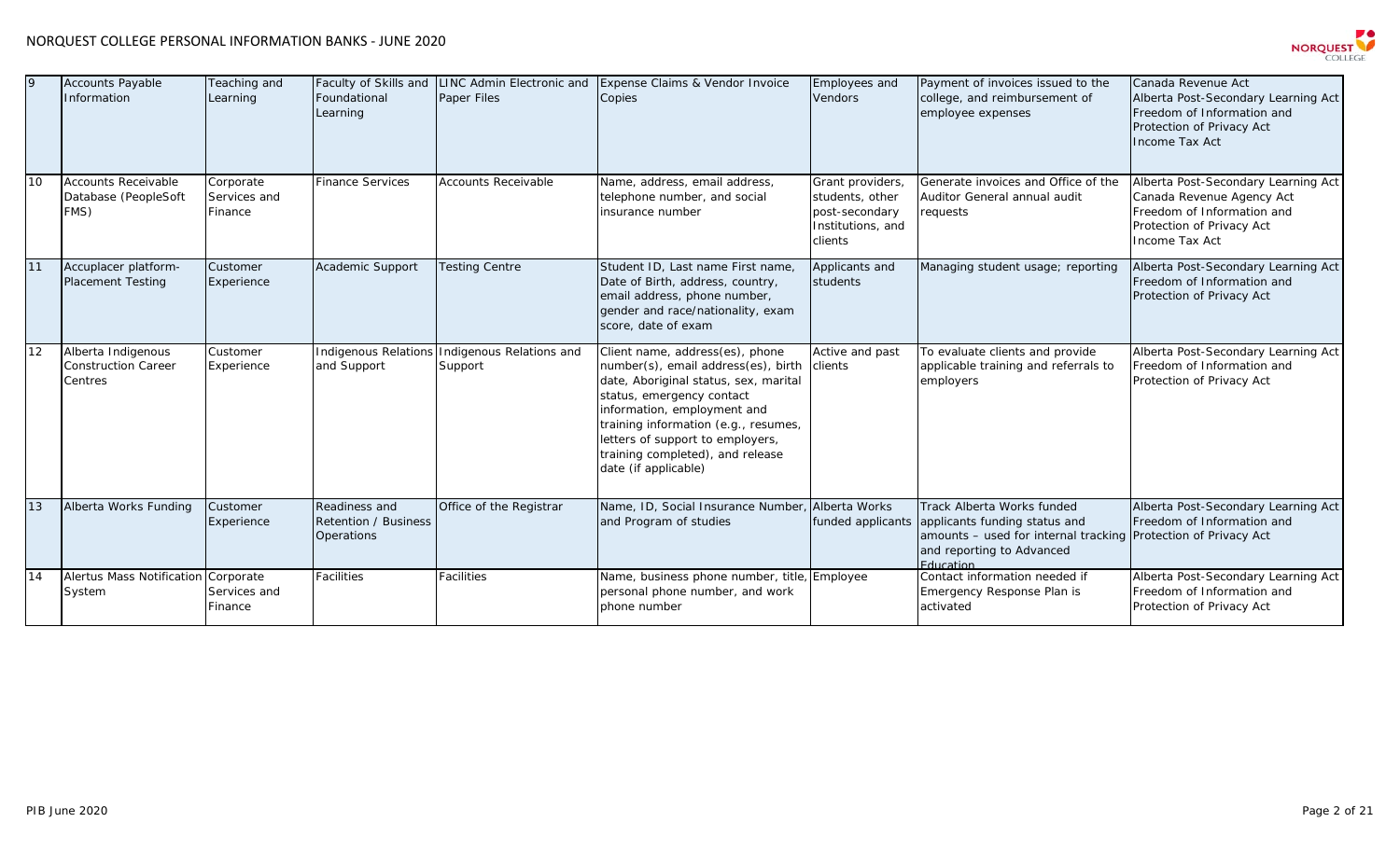| 9 | Accounts Payable Information | Teaching and Learning | Faculty of Skills and Foundational Learning | LINC Admin Electronic and Paper Files | Expense Claims & Vendor Invoice Copies | Employees and Vendors | Payment of invoices issued to the college, and reimbursement of employee expenses | Canada Revenue Act<br>Alberta Post-Secondary Learning Act<br>Freedom of Information and Protection of Privacy Act<br>Income Tax Act |
|---|---|---|---|---|---|---|---|---|
| 10 | Accounts Receivable Database (PeopleSoft FMS) | Corporate Services and Finance | Finance Services | Accounts Receivable | Name, address, email address, telephone number, and social insurance number | Grant providers, students, other post-secondary Institutions, and clients | Generate invoices and Office of the Auditor General annual audit requests | Alberta Post-Secondary Learning Act<br>Canada Revenue Agency Act<br>Freedom of Information and Protection of Privacy Act<br>Income Tax Act |
| 11 | Accuplacer platform-Placement Testing | Customer Experience | Academic Support | Testing Centre | Student ID, Last name First name, Date of Birth, address, country, email address, phone number, gender and race/nationality, exam score, date of exam | Applicants and students | Managing student usage; reporting | Alberta Post-Secondary Learning Act<br>Freedom of Information and Protection of Privacy Act |
| 12 | Alberta Indigenous Construction Career Centres | Customer Experience | Indigenous Relations and Support | Indigenous Relations and Support | Client name, address(es), phone number(s), email address(es), birth date, Aboriginal status, sex, marital status, emergency contact information, employment and training information (e.g., resumes, letters of support to employers, training completed), and release date (if applicable) | Active and past clients | To evaluate clients and provide applicable training and referrals to employers | Alberta Post-Secondary Learning Act<br>Freedom of Information and Protection of Privacy Act |
| 13 | Alberta Works Funding | Customer Experience | Readiness and Retention / Business Operations | Office of the Registrar | Name, ID, Social Insurance Number, and Program of studies | Alberta Works funded applicants | Track Alberta Works funded applicants funding status and amounts – used for internal tracking and reporting to Advanced Education | Alberta Post-Secondary Learning Act<br>Freedom of Information and Protection of Privacy Act |
| 14 | Alertus Mass Notification System | Corporate Services and Finance | Facilities | Facilities | Name, business phone number, title, personal phone number, and work phone number | Employee | Contact information needed if Emergency Response Plan is activated | Alberta Post-Secondary Learning Act<br>Freedom of Information and Protection of Privacy Act |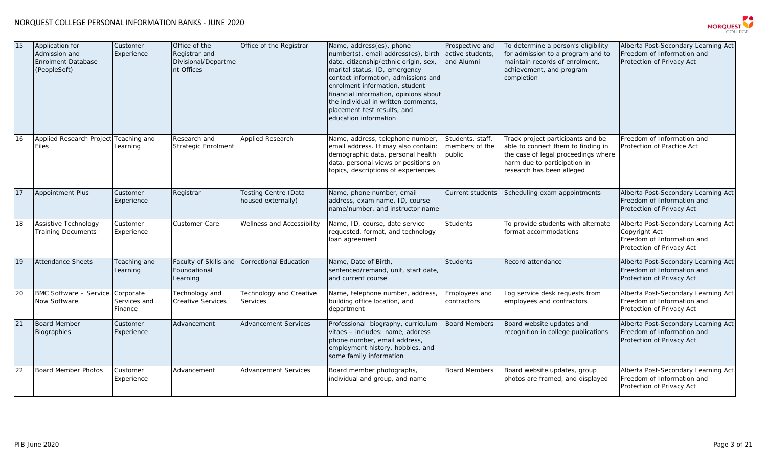| 15 | Application for Admission and Enrolment Database (PeopleSoft) | Customer Experience | Office of the Registrar and Divisional/Department Offices | Office of the Registrar | Name, address(es), phone number(s), email address(es), birth date, citizenship/ethnic origin, sex, marital status, ID, emergency contact information, admissions and enrolment information, student financial information, opinions about the individual in written comments, placement test results, and education information | Prospective and active students, and Alumni | To determine a person's eligibility for admission to a program and to maintain records of enrolment, achievement, and program completion | Alberta Post-Secondary Learning Act Freedom of Information and Protection of Privacy Act |
|---|---|---|---|---|---|---|---|---|
| 16 | Applied Research Project Files | Teaching and Learning | Research and Strategic Enrolment | Applied Research | Name, address, telephone number, email address. It may also contain: demographic data, personal health data, personal views or positions on topics, descriptions of experiences. | Students, staff, members of the public | Track project participants and be able to connect them to finding in the case of legal proceedings where harm due to participation in research has been alleged | Freedom of Information and Protection of Practice Act |
| 17 | Appointment Plus | Customer Experience | Registrar | Testing Centre (Data housed externally) | Name, phone number, email address, exam name, ID, course name/number, and instructor name | Current students | Scheduling exam appointments | Alberta Post-Secondary Learning Act Freedom of Information and Protection of Privacy Act |
| 18 | Assistive Technology Training Documents | Customer Experience | Customer Care | Wellness and Accessibility | Name, ID, course, date service requested, format, and technology loan agreement | Students | To provide students with alternate format accommodations | Alberta Post-Secondary Learning Act Copyright Act Freedom of Information and Protection of Privacy Act |
| 19 | Attendance Sheets | Teaching and Learning | Faculty of Skills and Foundational Learning | Correctional Education | Name, Date of Birth, sentenced/remand, unit, start date, and current course | Students | Record attendance | Alberta Post-Secondary Learning Act Freedom of Information and Protection of Privacy Act |
| 20 | BMC Software – Service Now Software | Corporate Services and Finance | Technology and Creative Services | Technology and Creative Services | Name, telephone number, address, building office location, and department | Employees and contractors | Log service desk requests from employees and contractors | Alberta Post-Secondary Learning Act Freedom of Information and Protection of Privacy Act |
| 21 | Board Member Biographies | Customer Experience | Advancement | Advancement Services | Professional biography, curriculum vitaes – includes: name, address phone number, email address, employment history, hobbies, and some family information | Board Members | Board website updates and recognition in college publications | Alberta Post-Secondary Learning Act Freedom of Information and Protection of Privacy Act |
| 22 | Board Member Photos | Customer Experience | Advancement | Advancement Services | Board member photographs, individual and group, and name | Board Members | Board website updates, group photos are framed, and displayed | Alberta Post-Secondary Learning Act Freedom of Information and Protection of Privacy Act |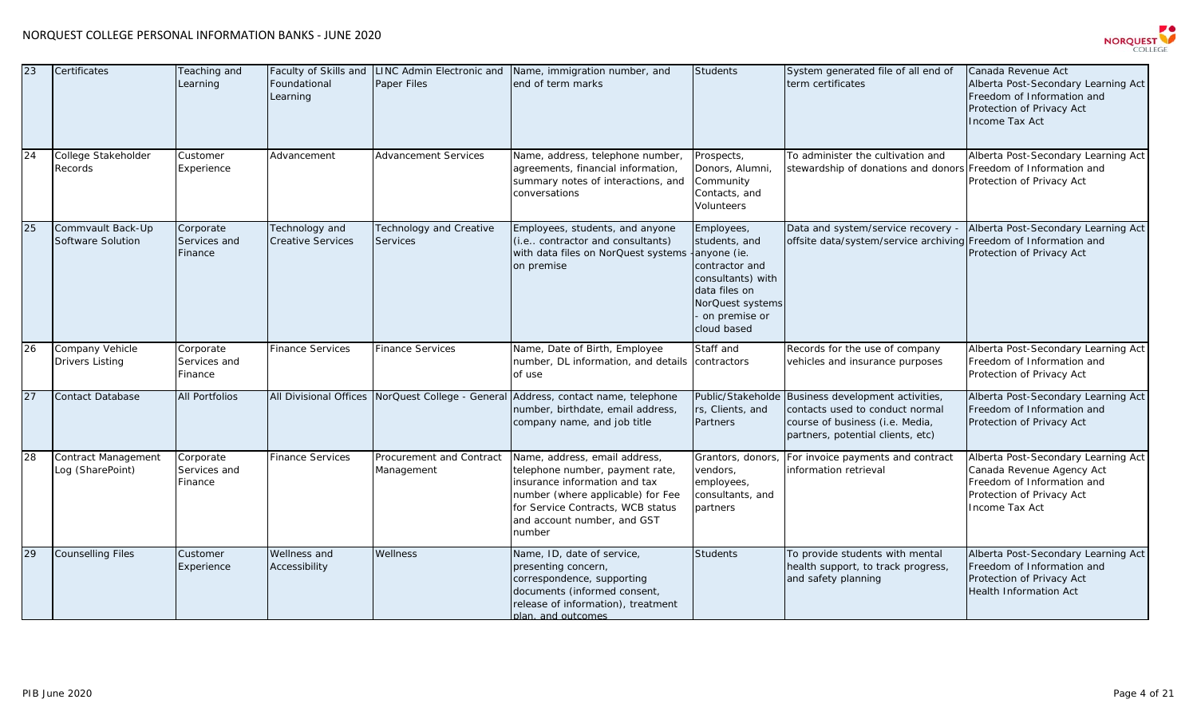| 23 | Certificates | Teaching and Learning | Faculty of Skills and Foundational Learning | LINC Admin Electronic and Paper Files | Name, immigration number, and end of term marks | Students | System generated file of all end of term certificates | Canada Revenue Act<br>Alberta Post-Secondary Learning Act<br>Freedom of Information and Protection of Privacy Act<br>Income Tax Act |
|---|---|---|---|---|---|---|---|---|
| 24 | College Stakeholder Records | Customer Experience | Advancement | Advancement Services | Name, address, telephone number, agreements, financial information, summary notes of interactions, and conversations | Prospects, Donors, Alumni, Community Contacts, and Volunteers | To administer the cultivation and stewardship of donations and donors | Alberta Post-Secondary Learning Act<br>Freedom of Information and Protection of Privacy Act |
| 25 | Commvault Back-Up Software Solution | Corporate Services and Finance | Technology and Creative Services | Technology and Creative Services | Employees, students, and anyone (i.e.. contractor and consultants) with data files on NorQuest systems on premise | Employees, students, and anyone (ie. contractor and consultants) with data files on NorQuest systems - on premise or cloud based | Data and system/service recovery - offsite data/system/service archiving | Alberta Post-Secondary Learning Act<br>Freedom of Information and Protection of Privacy Act |
| 26 | Company Vehicle Drivers Listing | Corporate Services and Finance | Finance Services | Finance Services | Name, Date of Birth, Employee number, DL information, and details of use | Staff and contractors | Records for the use of company vehicles and insurance purposes | Alberta Post-Secondary Learning Act<br>Freedom of Information and Protection of Privacy Act |
| 27 | Contact Database | All Portfolios | All Divisional Offices | NorQuest College - General | Address, contact name, telephone number, birthdate, email address, company name, and job title | Public/Stakeholders, Clients, and Partners | Business development activities, contacts used to conduct normal course of business (i.e. Media, partners, potential clients, etc) | Alberta Post-Secondary Learning Act<br>Freedom of Information and Protection of Privacy Act |
| 28 | Contract Management Log (SharePoint) | Corporate Services and Finance | Finance Services | Procurement and Contract Management | Name, address, email address, telephone number, payment rate, insurance information and tax number (where applicable) for Fee for Service Contracts, WCB status and account number, and GST number | Grantors, donors, vendors, employees, consultants, and partners | For invoice payments and contract information retrieval | Alberta Post-Secondary Learning Act<br>Canada Revenue Agency Act<br>Freedom of Information and Protection of Privacy Act<br>Income Tax Act |
| 29 | Counselling Files | Customer Experience | Wellness and Accessibility | Wellness | Name, ID, date of service, presenting concern, correspondence, supporting documents (informed consent, release of information), treatment plan, and outcomes | Students | To provide students with mental health support, to track progress, and safety planning | Alberta Post-Secondary Learning Act<br>Freedom of Information and Protection of Privacy Act<br>Health Information Act |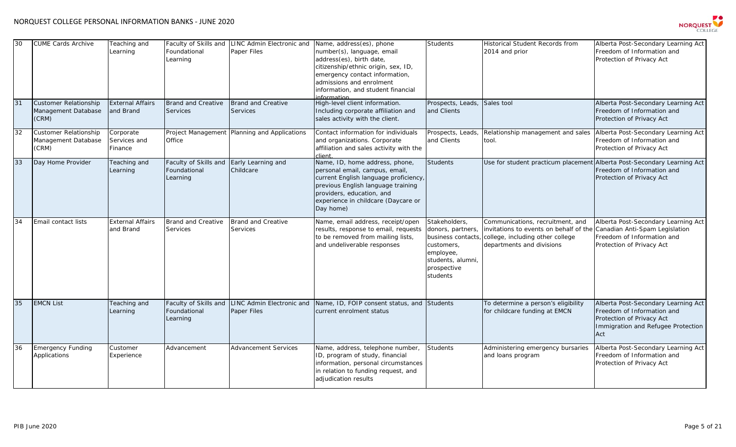| 30 | CUME Cards Archive | Teaching and Learning | Faculty of Skills and Foundational Learning | LINC Admin Electronic and Paper Files | Name, address(es), phone number(s), language, email address(es), birth date, citizenship/ethnic origin, sex, ID, emergency contact information, admissions and enrolment information, and student financial information | Students | Historical Student Records from 2014 and prior | Alberta Post-Secondary Learning Act Freedom of Information and Protection of Privacy Act |
|---|---|---|---|---|---|---|---|---|
| 31 | Customer Relationship Management Database (CRM) | External Affairs and Brand | Brand and Creative Services | Brand and Creative Services | High-level client information. Including corporate affiliation and sales activity with the client. | Prospects, Leads, and Clients | Sales tool | Alberta Post-Secondary Learning Act Freedom of Information and Protection of Privacy Act |
| 32 | Customer Relationship Management Database (CRM) | Corporate Services and Finance | Project Management Office | Planning and Applications | Contact information for individuals and organizations. Corporate affiliation and sales activity with the client. | Prospects, Leads, and Clients | Relationship management and sales tool. | Alberta Post-Secondary Learning Act Freedom of Information and Protection of Privacy Act |
| 33 | Day Home Provider | Teaching and Learning | Faculty of Skills and Foundational Learning | Early Learning and Childcare | Name, ID, home address, phone, personal email, campus, email, current English language proficiency, previous English language training providers, education, and experience in childcare (Daycare or Day home) | Students | Use for student practicum placement | Alberta Post-Secondary Learning Act Freedom of Information and Protection of Privacy Act |
| 34 | Email contact lists | External Affairs and Brand | Brand and Creative Services | Brand and Creative Services | Name, email address, receipt/open results, response to email, requests to be removed from mailing lists, and undeliverable responses | Stakeholders, donors, partners, business contacts, customers, employee, students, alumni, prospective students | Communications, recruitment, and invitations to events on behalf of the college, including other college departments and divisions | Alberta Post-Secondary Learning Act Canadian Anti-Spam Legislation Freedom of Information and Protection of Privacy Act |
| 35 | EMCN List | Teaching and Learning | Faculty of Skills and Foundational Learning | LINC Admin Electronic and Paper Files | Name, ID, FOIP consent status, and current enrolment status | Students | To determine a person's eligibility for childcare funding at EMCN | Alberta Post-Secondary Learning Act Freedom of Information and Protection of Privacy Act Immigration and Refugee Protection Act |
| 36 | Emergency Funding Applications | Customer Experience | Advancement | Advancement Services | Name, address, telephone number, ID, program of study, financial information, personal circumstances in relation to funding request, and adjudication results | Students | Administering emergency bursaries and loans program | Alberta Post-Secondary Learning Act Freedom of Information and Protection of Privacy Act |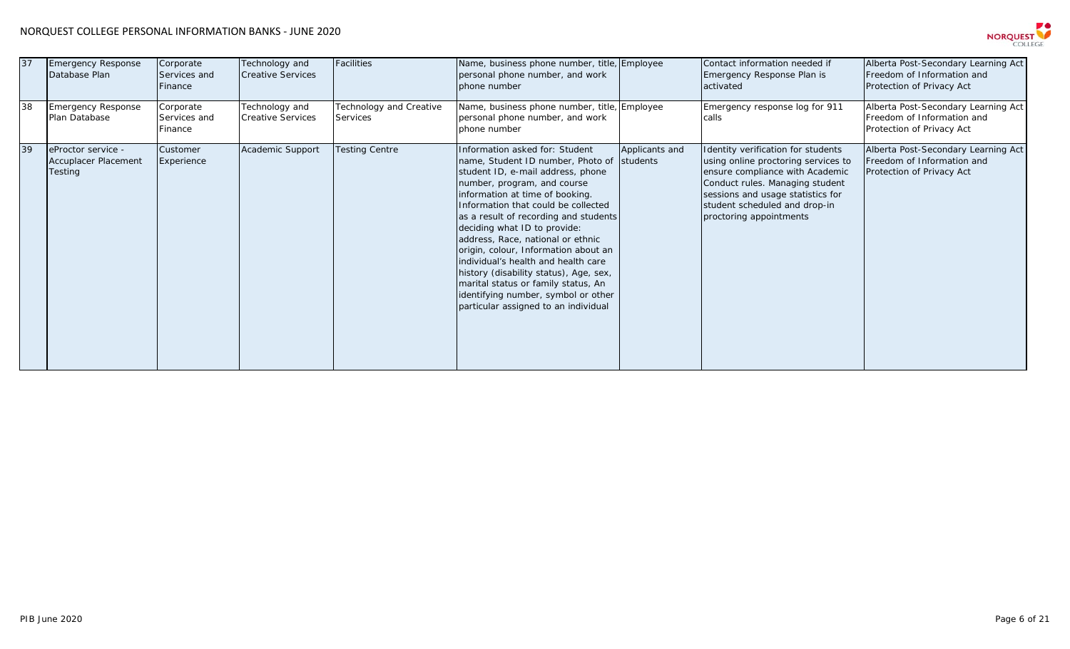| 37 | Emergency Response Database Plan | Corporate Services and Finance | Technology and Creative Services | Facilities | Name, business phone number, title, personal phone number, and work phone number | Employee | Contact information needed if Emergency Response Plan is activated | Alberta Post-Secondary Learning Act Freedom of Information and Protection of Privacy Act |
|---|---|---|---|---|---|---|---|---|
| 38 | Emergency Response Plan Database | Corporate Services and Finance | Technology and Creative Services | Technology and Creative Services | Name, business phone number, title, personal phone number, and work phone number | Employee | Emergency response log for 911 calls | Alberta Post-Secondary Learning Act Freedom of Information and Protection of Privacy Act |
| 39 | eProctor service - Accuplacer Placement Testing | Customer Experience | Academic Support | Testing Centre | Information asked for: Student name, Student ID number, Photo of student ID, e-mail address, phone number, program, and course information at time of booking. Information that could be collected as a result of recording and students deciding what ID to provide: address, Race, national or ethnic origin, colour, Information about an individual's health and health care history (disability status), Age, sex, marital status or family status, An identifying number, symbol or other particular assigned to an individual | Applicants and students | Identity verification for students using online proctoring services to ensure compliance with Academic Conduct rules. Managing student sessions and usage statistics for student scheduled and drop-in proctoring appointments | Alberta Post-Secondary Learning Act Freedom of Information and Protection of Privacy Act |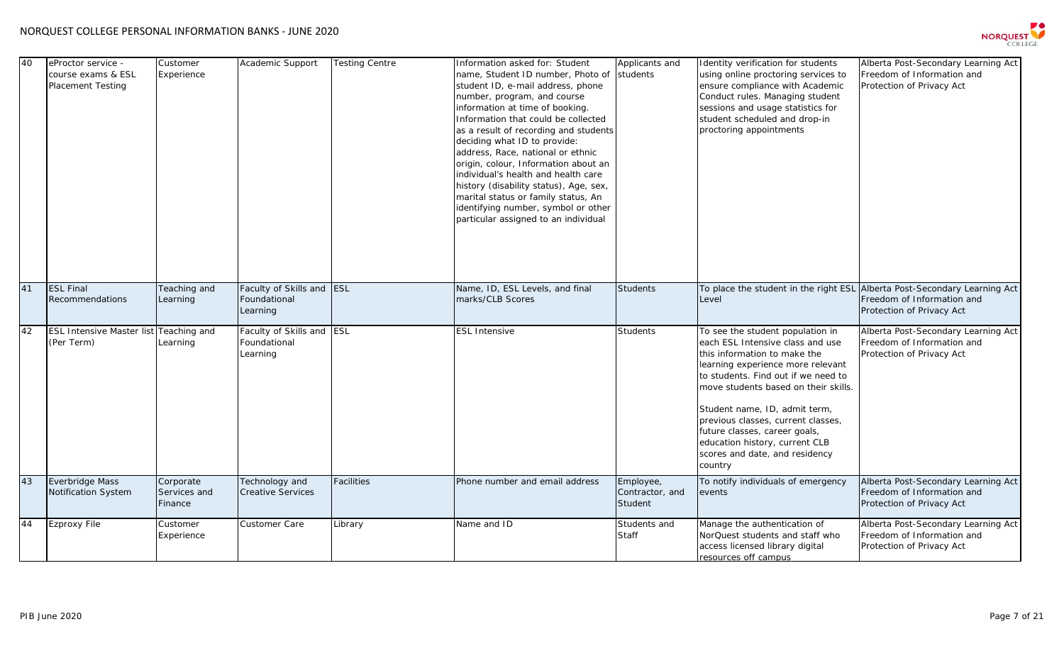| 40 | eProctor service - course exams & ESL Placement Testing | Customer Experience | Academic Support | Testing Centre | Information asked for: Student name, Student ID number, Photo of student ID, e-mail address, phone number, program, and course information at time of booking. Information that could be collected as a result of recording and students deciding what ID to provide: address, Race, national or ethnic origin, colour, Information about an individual's health and health care history (disability status), Age, sex, marital status or family status, An identifying number, symbol or other particular assigned to an individual | Applicants and students | Identity verification for students using online proctoring services to ensure compliance with Academic Conduct rules. Managing student sessions and usage statistics for student scheduled and drop-in proctoring appointments | Alberta Post-Secondary Learning Act Freedom of Information and Protection of Privacy Act |
|---|---|---|---|---|---|---|---|---|
| 41 | ESL Final Recommendations | Teaching and Learning | Faculty of Skills and Foundational Learning | ESL | Name, ID, ESL Levels, and final marks/CLB Scores | Students | To place the student in the right ESL Level | Alberta Post-Secondary Learning Act Freedom of Information and Protection of Privacy Act |
| 42 | ESL Intensive Master list (Per Term) | Teaching and Learning | Faculty of Skills and Foundational Learning | ESL | ESL Intensive | Students | To see the student population in each ESL Intensive class and use this information to make the learning experience more relevant to students. Find out if we need to move students based on their skills.<br><br>Student name, ID, admit term, previous classes, current classes, future classes, career goals, education history, current CLB scores and date, and residency country | Alberta Post-Secondary Learning Act Freedom of Information and Protection of Privacy Act |
| 43 | Everbridge Mass Notification System | Corporate Services and Finance | Technology and Creative Services | Facilities | Phone number and email address | Employee, Contractor, and Student | To notify individuals of emergency events | Alberta Post-Secondary Learning Act Freedom of Information and Protection of Privacy Act |
| 44 | Ezproxy File | Customer Experience | Customer Care | Library | Name and ID | Students and Staff | Manage the authentication of NorQuest students and staff who access licensed library digital resources off campus | Alberta Post-Secondary Learning Act Freedom of Information and Protection of Privacy Act |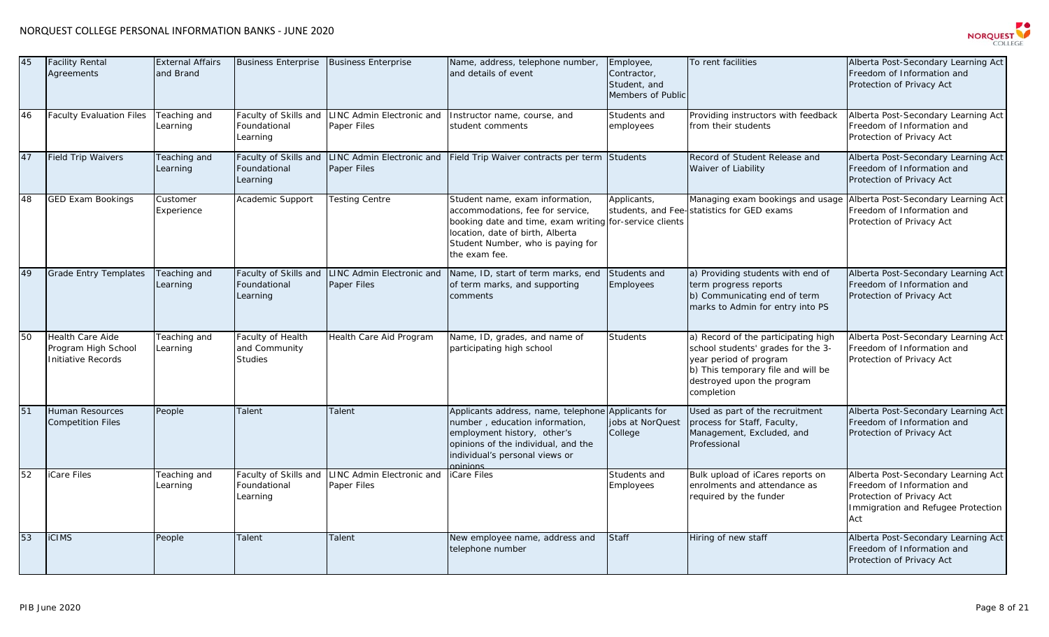| 45 | Facility Rental Agreements | External Affairs and Brand | Business Enterprise | Business Enterprise | Name, address, telephone number, and details of event | Employee, Contractor, Student, and Members of Public | To rent facilities | Alberta Post-Secondary Learning Act Freedom of Information and Protection of Privacy Act |
|---|---|---|---|---|---|---|---|---|
| 46 | Faculty Evaluation Files | Teaching and Learning | Faculty of Skills and Foundational Learning | LINC Admin Electronic and Paper Files | Instructor name, course, and student comments | Students and employees | Providing instructors with feedback from their students | Alberta Post-Secondary Learning Act Freedom of Information and Protection of Privacy Act |
| 47 | Field Trip Waivers | Teaching and Learning | Faculty of Skills and Foundational Learning | LINC Admin Electronic and Paper Files | Field Trip Waiver contracts per term | Students | Record of Student Release and Waiver of Liability | Alberta Post-Secondary Learning Act Freedom of Information and Protection of Privacy Act |
| 48 | GED Exam Bookings | Customer Experience | Academic Support | Testing Centre | Student name, exam information, accommodations, fee for service, booking date and time, exam writing location, date of birth, Alberta Student Number, who is paying for the exam fee. | Applicants, students, and Fee-for-service clients | Managing exam bookings and usage statistics for GED exams | Alberta Post-Secondary Learning Act Freedom of Information and Protection of Privacy Act |
| 49 | Grade Entry Templates | Teaching and Learning | Faculty of Skills and Foundational Learning | LINC Admin Electronic and Paper Files | Name, ID, start of term marks, end of term marks, and supporting comments | Students and Employees | a) Providing students with end of term progress reports<br>b) Communicating end of term marks to Admin for entry into PS | Alberta Post-Secondary Learning Act Freedom of Information and Protection of Privacy Act |
| 50 | Health Care Aide Program High School Initiative Records | Teaching and Learning | Faculty of Health and Community Studies | Health Care Aid Program | Name, ID, grades, and name of participating high school | Students | a) Record of the participating high school students' grades for the 3-year period of program<br>b) This temporary file and will be destroyed upon the program completion | Alberta Post-Secondary Learning Act Freedom of Information and Protection of Privacy Act |
| 51 | Human Resources Competition Files | People | Talent | Talent | Applicants address, name, telephone number , education information, employment history, other's opinions of the individual, and the individual's personal views or opinions | Applicants for jobs at NorQuest College | Used as part of the recruitment process for Staff, Faculty, Management, Excluded, and Professional | Alberta Post-Secondary Learning Act Freedom of Information and Protection of Privacy Act |
| 52 | iCare Files | Teaching and Learning | Faculty of Skills and Foundational Learning | LINC Admin Electronic and Paper Files | iCare Files | Students and Employees | Bulk upload of iCares reports on enrolments and attendance as required by the funder | Alberta Post-Secondary Learning Act Freedom of Information and Protection of Privacy Act Immigration and Refugee Protection Act |
| 53 | iCIMS | People | Talent | Talent | New employee name, address and telephone number | Staff | Hiring of new staff | Alberta Post-Secondary Learning Act Freedom of Information and Protection of Privacy Act |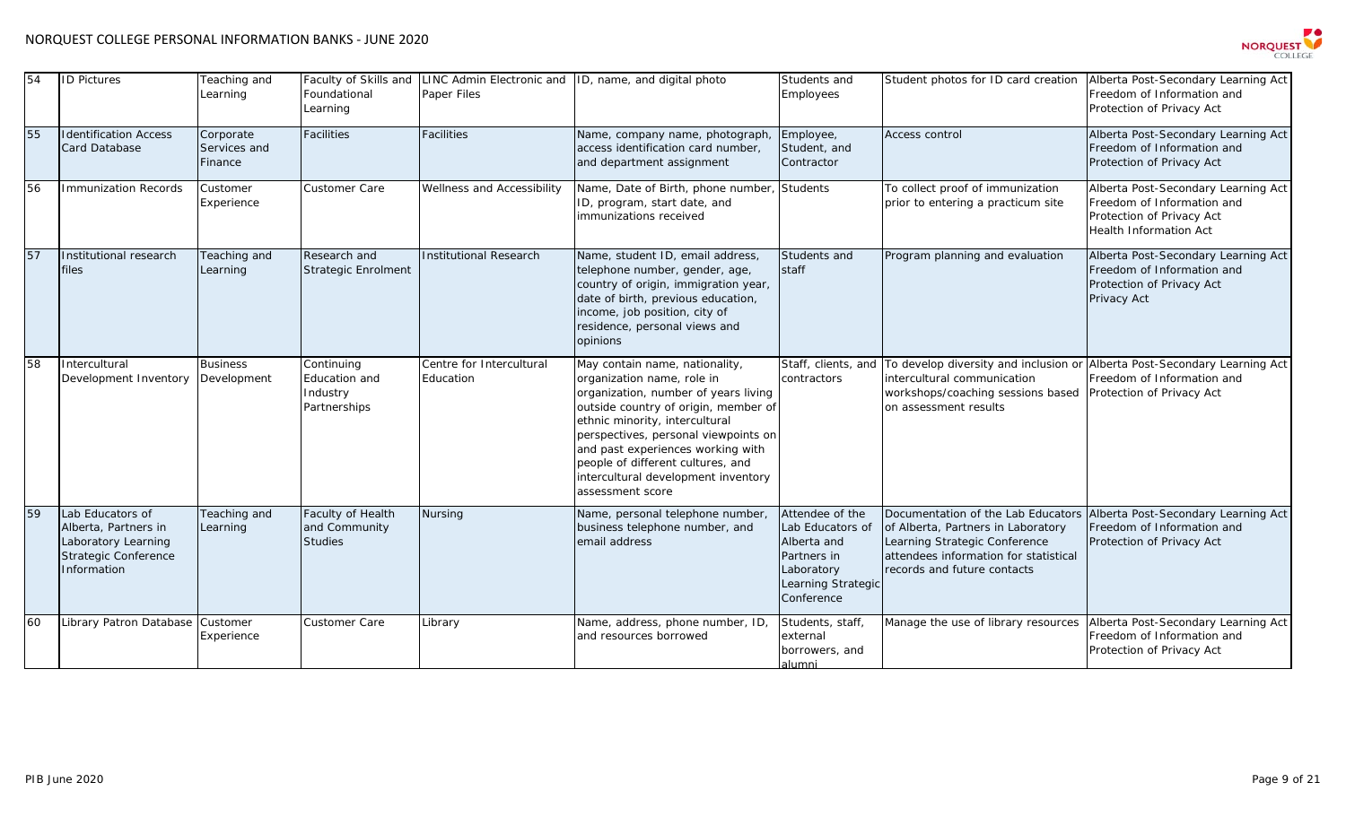| 54 | ID Pictures | Teaching and Learning | Faculty of Skills and Foundational Learning | LINC Admin Electronic and Paper Files | ID, name, and digital photo | Students and Employees | Student photos for ID card creation | Alberta Post-Secondary Learning Act Freedom of Information and Protection of Privacy Act |
|---|---|---|---|---|---|---|---|---|
| 55 | Identification Access Card Database | Corporate Services and Finance | Facilities | Facilities | Name, company name, photograph, access identification card number, and department assignment | Employee, Student, and Contractor | Access control | Alberta Post-Secondary Learning Act Freedom of Information and Protection of Privacy Act |
| 56 | Immunization Records | Customer Experience | Customer Care | Wellness and Accessibility | Name, Date of Birth, phone number, ID, program, start date, and immunizations received | Students | To collect proof of immunization prior to entering a practicum site | Alberta Post-Secondary Learning Act Freedom of Information and Protection of Privacy Act Health Information Act |
| 57 | Institutional research files | Teaching and Learning | Research and Strategic Enrolment | Institutional Research | Name, student ID, email address, telephone number, gender, age, country of origin, immigrant year, date of birth, previous education, income, job position, city of residence, personal views and opinions | Students and staff | Program planning and evaluation | Alberta Post-Secondary Learning Act Freedom of Information and Protection of Privacy Act Privacy Act |
| 58 | Intercultural Development Inventory | Business Development | Continuing Education and Industry Partnerships | Centre for Intercultural Education | May contain name, nationality, organization name, role in organization, number of years living outside country of origin, member of ethnic minority, intercultural perspectives, personal viewpoints on and past experiences working with people of different cultures, and intercultural development inventory assessment score | Staff, clients, and contractors | To develop diversity and inclusion or intercultural communication workshops/coaching sessions based on assessment results | Alberta Post-Secondary Learning Act Freedom of Information and Protection of Privacy Act |
| 59 | Lab Educators of Alberta, Partners in Laboratory Learning Strategic Conference Information | Teaching and Learning | Faculty of Health and Community Studies | Nursing | Name, personal telephone number, business telephone number, and email address | Attendee of the Lab Educators of Alberta and Partners in Laboratory Learning Strategic Conference | Documentation of the Lab Educators of Alberta, Partners in Laboratory Learning Strategic Conference attendees information for statistical records and future contacts | Alberta Post-Secondary Learning Act Freedom of Information and Protection of Privacy Act |
| 60 | Library Patron Database | Customer Experience | Customer Care | Library | Name, address, phone number, ID, and resources borrowed | Students, staff, external borrowers, and alumni | Manage the use of library resources | Alberta Post-Secondary Learning Act Freedom of Information and Protection of Privacy Act |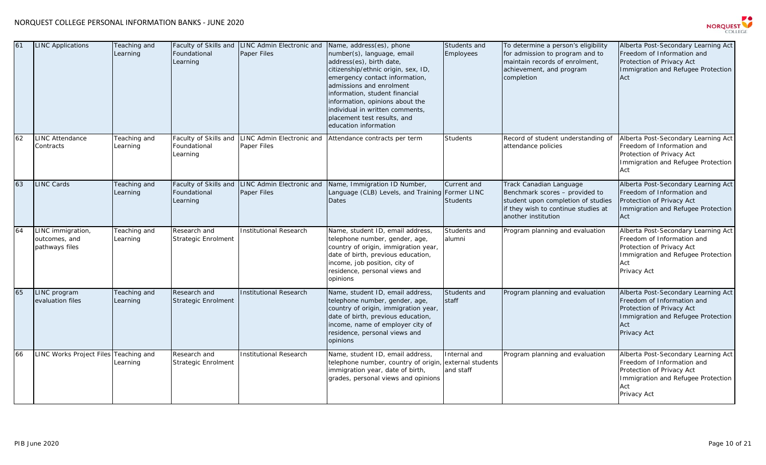| 61 | LINC Applications | Teaching and Learning | Faculty of Skills and Foundational Learning | LINC Admin Electronic and Paper Files | Name, address(es), phone number(s), language, email address(es), birth date, citizenship/ethnic origin, sex, ID, emergency contact information, admissions and enrolment information, student financial information, opinions about the individual in written comments, placement test results, and education information | Students and Employees | To determine a person's eligibility for admission to program and to maintain records of enrolment, achievement, and program completion | Alberta Post-Secondary Learning Act Freedom of Information and Protection of Privacy Act Immigration and Refugee Protection Act |
|---|---|---|---|---|---|---|---|---|
| 62 | LINC Attendance Contracts | Teaching and Learning | Faculty of Skills and Foundational Learning | LINC Admin Electronic and Paper Files | Attendance contracts per term | Students | Record of student understanding of attendance policies | Alberta Post-Secondary Learning Act Freedom of Information and Protection of Privacy Act Immigration and Refugee Protection Act |
| 63 | LINC Cards | Teaching and Learning | Faculty of Skills and Foundational Learning | LINC Admin Electronic and Paper Files | Name, Immigration ID Number, Language (CLB) Levels, and Training Dates | Current and Former LINC Students | Track Canadian Language Benchmark scores – provided to student upon completion of studies if they wish to continue studies at another institution | Alberta Post-Secondary Learning Act Freedom of Information and Protection of Privacy Act Immigration and Refugee Protection Act |
| 64 | LINC immigration, outcomes, and pathways files | Teaching and Learning | Research and Strategic Enrolment | Institutional Research | Name, student ID, email address, telephone number, gender, age, country of origin, immigration year, date of birth, previous education, income, job position, city of residence, personal views and opinions | Students and alumni | Program planning and evaluation | Alberta Post-Secondary Learning Act Freedom of Information and Protection of Privacy Act Immigration and Refugee Protection Act Privacy Act |
| 65 | LINC program evaluation files | Teaching and Learning | Research and Strategic Enrolment | Institutional Research | Name, student ID, email address, telephone number, gender, age, country of origin, immigration year, date of birth, previous education, income, name of employer city of residence, personal views and opinions | Students and staff | Program planning and evaluation | Alberta Post-Secondary Learning Act Freedom of Information and Protection of Privacy Act Immigration and Refugee Protection Act Privacy Act |
| 66 | LINC Works Project Files | Teaching and Learning | Research and Strategic Enrolment | Institutional Research | Name, student ID, email address, telephone number, country of origin, immigration year, date of birth, grades, personal views and opinions | Internal and external students and staff | Program planning and evaluation | Alberta Post-Secondary Learning Act Freedom of Information and Protection of Privacy Act Immigration and Refugee Protection Act Privacy Act |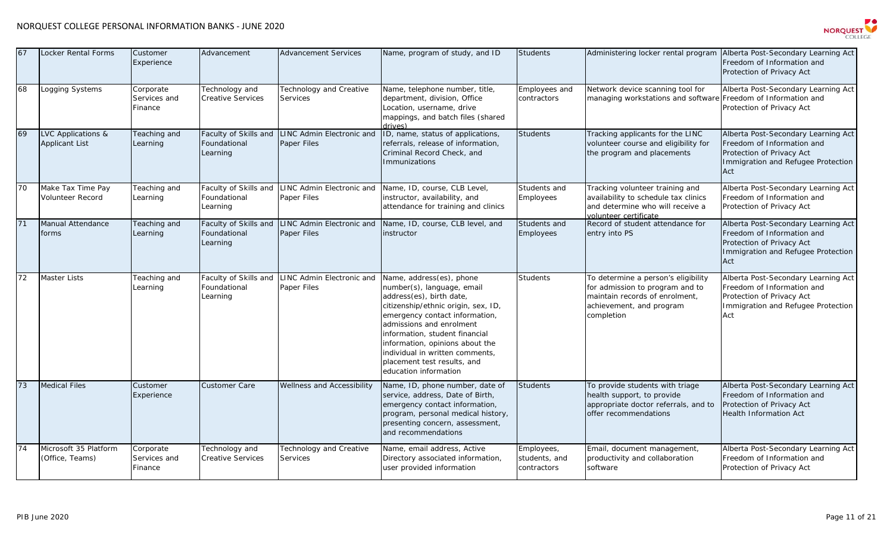| 67 | Locker Rental Forms | Customer Experience | Advancement | Advancement Services | Name, program of study, and ID | Students | Administering locker rental program | Alberta Post-Secondary Learning Act Freedom of Information and Protection of Privacy Act |
|---|---|---|---|---|---|---|---|---|
| 68 | Logging Systems | Corporate Services and Finance | Technology and Creative Services | Technology and Creative Services | Name, telephone number, title, department, division, Office Location, username, drive mappings, and batch files (shared drives) | Employees and contractors | Network device scanning tool for managing workstations and software | Alberta Post-Secondary Learning Act Freedom of Information and Protection of Privacy Act |
| 69 | LVC Applications & Applicant List | Teaching and Learning | Faculty of Skills and Foundational Learning | LINC Admin Electronic and Paper Files | ID, name, status of applications, referrals, release of information, Criminal Record Check, and Immunizations | Students | Tracking applicants for the LINC volunteer course and eligibility for the program and placements | Alberta Post-Secondary Learning Act Freedom of Information and Protection of Privacy Act Immigration and Refugee Protection Act |
| 70 | Make Tax Time Pay Volunteer Record | Teaching and Learning | Faculty of Skills and Foundational Learning | LINC Admin Electronic and Paper Files | Name, ID, course, CLB Level, instructor, availability, and attendance for training and clinics | Students and Employees | Tracking volunteer training and availability to schedule tax clinics and determine who will receive a volunteer certificate | Alberta Post-Secondary Learning Act Freedom of Information and Protection of Privacy Act |
| 71 | Manual Attendance forms | Teaching and Learning | Faculty of Skills and Foundational Learning | LINC Admin Electronic and Paper Files | Name, ID, course, CLB level, and instructor | Students and Employees | Record of student attendance for entry into PS | Alberta Post-Secondary Learning Act Freedom of Information and Protection of Privacy Act Immigration and Refugee Protection Act |
| 72 | Master Lists | Teaching and Learning | Faculty of Skills and Foundational Learning | LINC Admin Electronic and Paper Files | Name, address(es), phone number(s), language, email address(es), birth date, citizenship/ethnic origin, sex, ID, emergency contact information, admissions and enrolment information, student financial information, opinions about the individual in written comments, placement test results, and education information | Students | To determine a person's eligibility for admission to program and to maintain records of enrolment, achievement, and program completion | Alberta Post-Secondary Learning Act Freedom of Information and Protection of Privacy Act Immigration and Refugee Protection Act |
| 73 | Medical Files | Customer Experience | Customer Care | Wellness and Accessibility | Name, ID, phone number, date of service, address, Date of Birth, emergency contact information, program, personal medical history, presenting concern, assessment, and recommendations | Students | To provide students with triage health support, to provide appropriate doctor referrals, and to offer recommendations | Alberta Post-Secondary Learning Act Freedom of Information and Protection of Privacy Act Health Information Act |
| 74 | Microsoft 35 Platform (Office, Teams) | Corporate Services and Finance | Technology and Creative Services | Technology and Creative Services | Name, email address, Active Directory associated information, user provided information | Employees, students, and contractors | Email, document management, productivity and collaboration software | Alberta Post-Secondary Learning Act Freedom of Information and Protection of Privacy Act |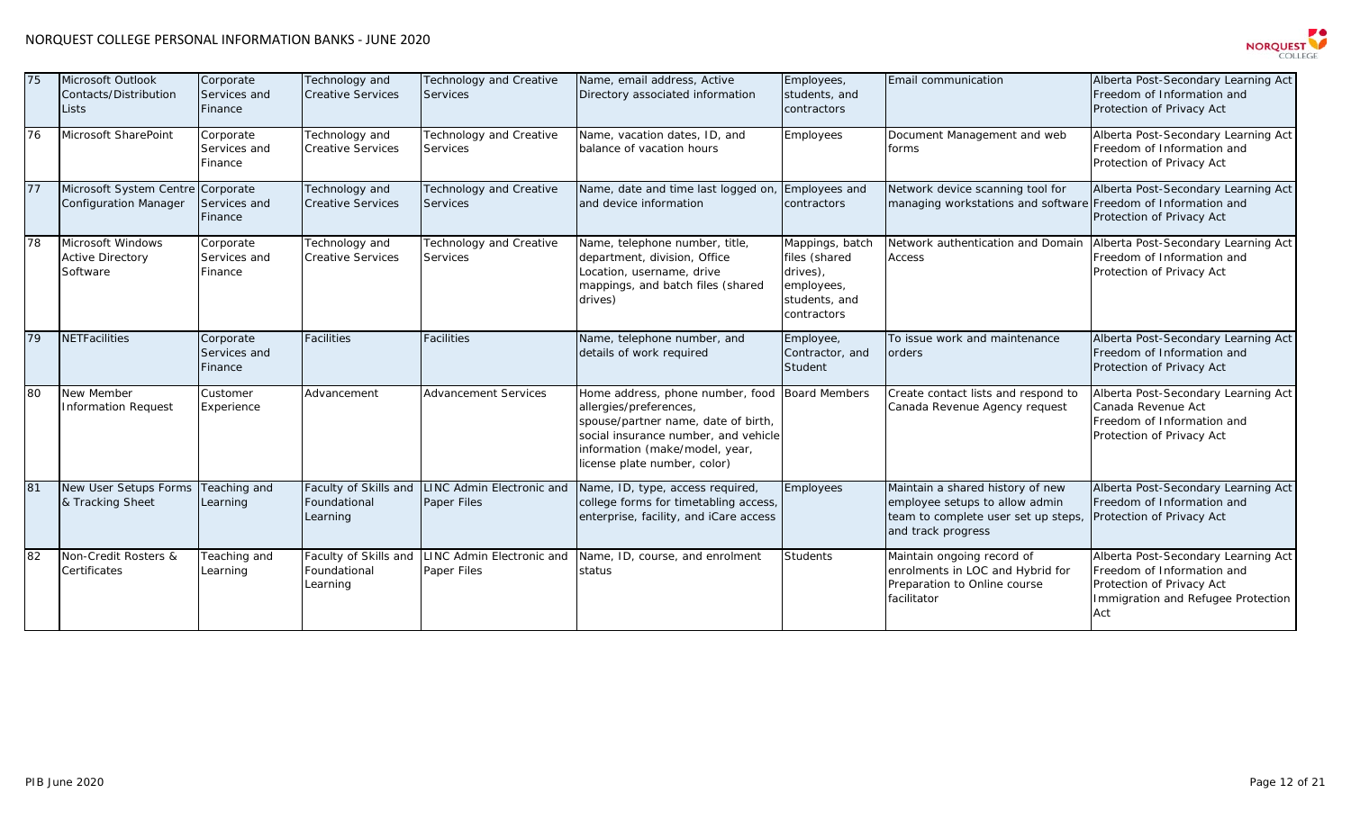| 75 | Microsoft Outlook Contacts/Distribution Lists | Corporate Services and Finance | Technology and Creative Services | Technology and Creative Services | Name, email address, Active Directory associated information | Employees, students, and contractors | Email communication | Alberta Post-Secondary Learning Act Freedom of Information and Protection of Privacy Act |
|---|---|---|---|---|---|---|---|---|
| 76 | Microsoft SharePoint | Corporate Services and Finance | Technology and Creative Services | Technology and Creative Services | Name, vacation dates, ID, and balance of vacation hours | Employees | Document Management and web forms | Alberta Post-Secondary Learning Act Freedom of Information and Protection of Privacy Act |
| 77 | Microsoft System Centre Configuration Manager | Corporate Services and Finance | Technology and Creative Services | Technology and Creative Services | Name, date and time last logged on, and device information | Employees and contractors | Network device scanning tool for managing workstations and software | Alberta Post-Secondary Learning Act Freedom of Information and Protection of Privacy Act |
| 78 | Microsoft Windows Active Directory Software | Corporate Services and Finance | Technology and Creative Services | Technology and Creative Services | Name, telephone number, title, department, division, Office Location, username, drive mappings, and batch files (shared drives) | Mappings, batch files (shared drives), employees, students, and contractors | Network authentication and Domain Access | Alberta Post-Secondary Learning Act Freedom of Information and Protection of Privacy Act |
| 79 | NETFacilities | Corporate Services and Finance | Facilities | Facilities | Name, telephone number, and details of work required | Employee, Contractor, and Student | To issue work and maintenance orders | Alberta Post-Secondary Learning Act Freedom of Information and Protection of Privacy Act |
| 80 | New Member Information Request | Customer Experience | Advancement | Advancement Services | Home address, phone number, food allergies/preferences, spouse/partner name, date of birth, social insurance number, and vehicle information (make/model, year, license plate number, color) | Board Members | Create contact lists and respond to Canada Revenue Agency request | Alberta Post-Secondary Learning Act Canada Revenue Act Freedom of Information and Protection of Privacy Act |
| 81 | New User Setups Forms & Tracking Sheet | Teaching and Learning | Faculty of Skills and Foundational Learning | LINC Admin Electronic and Paper Files | Name, ID, type, access required, college forms for timetabling access, enterprise, facility, and iCare access | Employees | Maintain a shared history of new employee setups to allow admin team to complete user set up steps, and track progress | Alberta Post-Secondary Learning Act Freedom of Information and Protection of Privacy Act |
| 82 | Non-Credit Rosters & Certificates | Teaching and Learning | Faculty of Skills and Foundational Learning | LINC Admin Electronic and Paper Files | Name, ID, course, and enrolment status | Students | Maintain ongoing record of enrolments in LOC and Hybrid for Preparation to Online course facilitator | Alberta Post-Secondary Learning Act Freedom of Information and Protection of Privacy Act Immigration and Refugee Protection Act |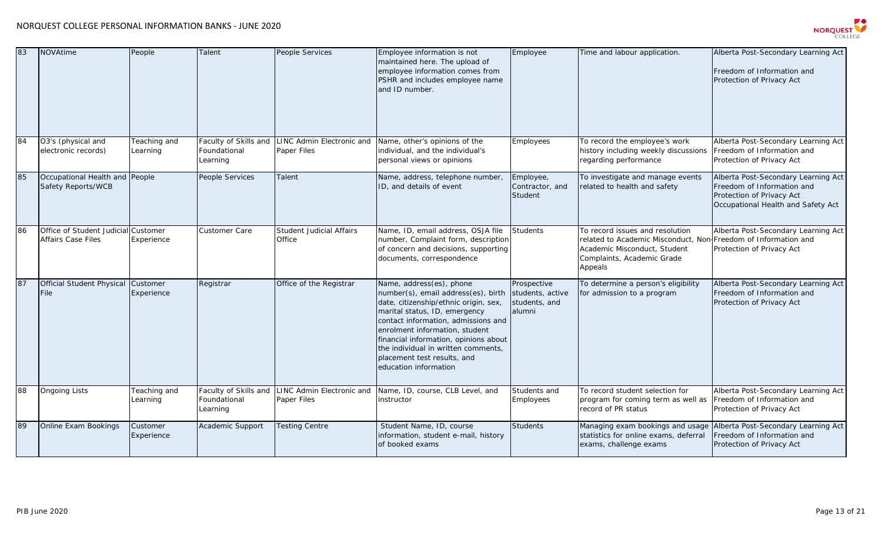| 83 | NOVAtime | People | Talent | People Services | Employee information is not maintained here. The upload of employee information comes from PSHR and includes employee name and ID number. | Employee | Time and labour application. | Alberta Post-Secondary Learning Act<br><br>Freedom of Information and Protection of Privacy Act |
|---|---|---|---|---|---|---|---|---|
| 84 | O3's (physical and electronic records) | Teaching and Learning | Faculty of Skills and Foundational Learning | LINC Admin Electronic and Paper Files | Name, other's opinions of the individual, and the individual's personal views or opinions | Employees | To record the employee's work history including weekly discussions regarding performance | Alberta Post-Secondary Learning Act Freedom of Information and Protection of Privacy Act |
| 85 | Occupational Health and Safety Reports/WCB | People | People Services | Talent | Name, address, telephone number, ID, and details of event | Employee, Contractor, and Student | To investigate and manage events related to health and safety | Alberta Post-Secondary Learning Act Freedom of Information and Protection of Privacy Act Occupational Health and Safety Act |
| 86 | Office of Student Judicial Affairs Case Files | Customer Experience | Customer Care | Student Judicial Affairs Office | Name, ID, email address, OSJA file number, Complaint form, description of concern and decisions, supporting documents, correspondence | Students | To record issues and resolution related to Academic Misconduct, Non-Academic Misconduct, Student Complaints, Academic Grade Appeals | Alberta Post-Secondary Learning Act Freedom of Information and Protection of Privacy Act |
| 87 | Official Student Physical File | Customer Experience | Registrar | Office of the Registrar | Name, address(es), phone number(s), email address(es), birth date, citizenship/ethnic origin, sex, marital status, ID, emergency contact information, admissions and enrolment information, student financial information, opinions about the individual in written comments, placement test results, and education information | Prospective students, active students, and alumni | To determine a person's eligibility for admission to a program | Alberta Post-Secondary Learning Act Freedom of Information and Protection of Privacy Act |
| 88 | Ongoing Lists | Teaching and Learning | Faculty of Skills and Foundational Learning | LINC Admin Electronic and Paper Files | Name, ID, course, CLB Level, and instructor | Students and Employees | To record student selection for program for coming term as well as record of PR status | Alberta Post-Secondary Learning Act Freedom of Information and Protection of Privacy Act |
| 89 | Online Exam Bookings | Customer Experience | Academic Support | Testing Centre | Student Name, ID, course information, student e-mail, history of booked exams | Students | Managing exam bookings and usage statistics for online exams, deferral exams, challenge exams | Alberta Post-Secondary Learning Act Freedom of Information and Protection of Privacy Act |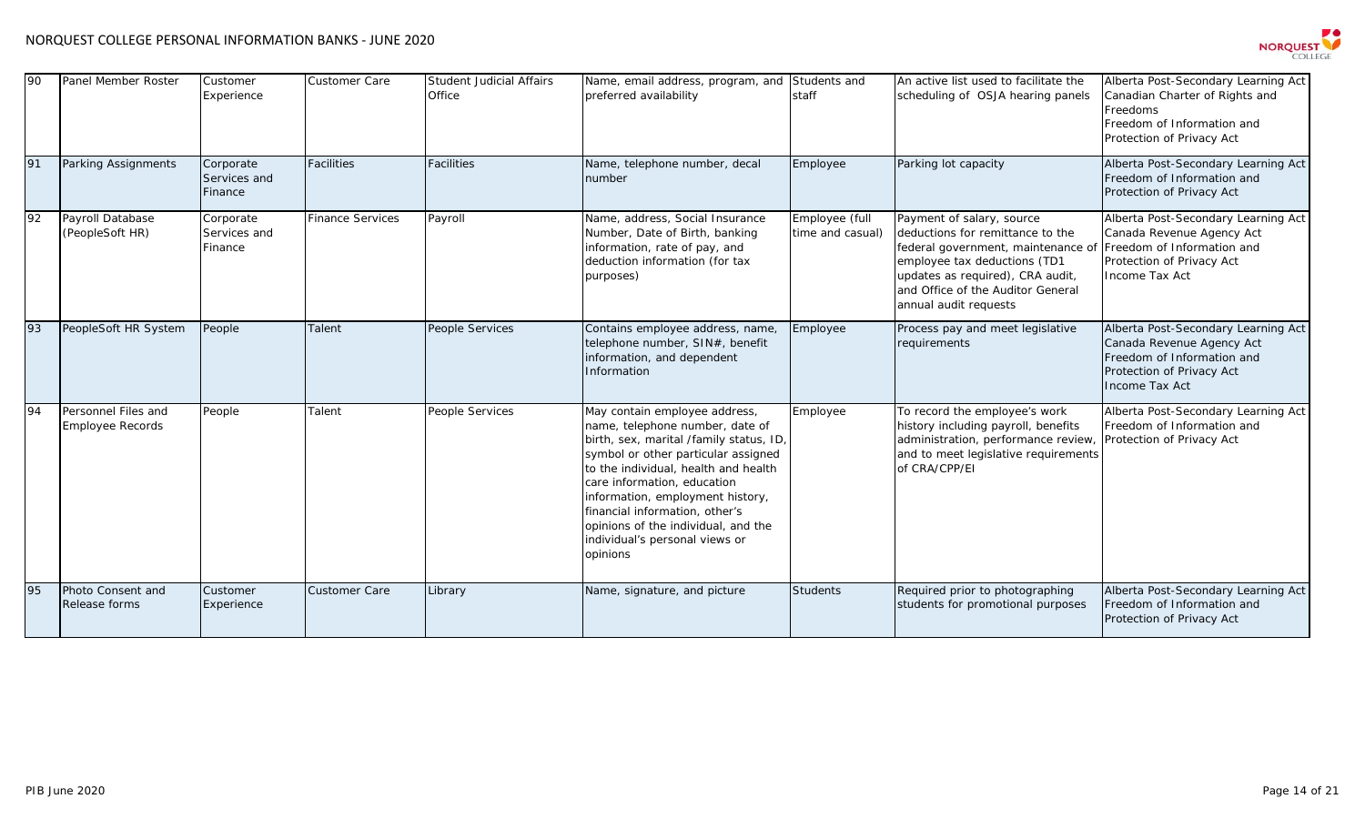| 90 | Panel Member Roster | Customer Experience | Customer Care | Student Judicial Affairs Office | Name, email address, program, and preferred availability | Students and staff | An active list used to facilitate the scheduling of OSJA hearing panels | Alberta Post-Secondary Learning Act<br>Canadian Charter of Rights and Freedoms<br>Freedom of Information and Protection of Privacy Act |
|---|---|---|---|---|---|---|---|---|
| 91 | Parking Assignments | Corporate Services and Finance | Facilities | Facilities | Name, telephone number, decal number | Employee | Parking lot capacity | Alberta Post-Secondary Learning Act<br>Freedom of Information and Protection of Privacy Act |
| 92 | Payroll Database (PeopleSoft HR) | Corporate Services and Finance | Finance Services | Payroll | Name, address, Social Insurance Number, Date of Birth, banking information, rate of pay, and deduction information (for tax purposes) | Employee (full time and casual) | Payment of salary, source deductions for remittance to the federal government, maintenance of employee tax deductions (TD1 updates as required), CRA audit, and Office of the Auditor General annual audit requests | Alberta Post-Secondary Learning Act<br>Canada Revenue Agency Act<br>Freedom of Information and Protection of Privacy Act<br>Income Tax Act |
| 93 | PeopleSoft HR System | People | Talent | People Services | Contains employee address, name, telephone number, SIN#, benefit information, and dependent Information | Employee | Process pay and meet legislative requirements | Alberta Post-Secondary Learning Act<br>Canada Revenue Agency Act<br>Freedom of Information and Protection of Privacy Act<br>Income Tax Act |
| 94 | Personnel Files and Employee Records | People | Talent | People Services | May contain employee address, name, telephone number, date of birth, sex, marital /family status, ID, symbol or other particular assigned to the individual, health and health care information, education information, employment history, financial information, other's opinions of the individual, and the individual's personal views or opinions | Employee | To record the employee's work history including payroll, benefits administration, performance review, and to meet legislative requirements of CRA/CPP/EI | Alberta Post-Secondary Learning Act<br>Freedom of Information and Protection of Privacy Act |
| 95 | Photo Consent and Release forms | Customer Experience | Customer Care | Library | Name, signature, and picture | Students | Required prior to photographing students for promotional purposes | Alberta Post-Secondary Learning Act<br>Freedom of Information and Protection of Privacy Act |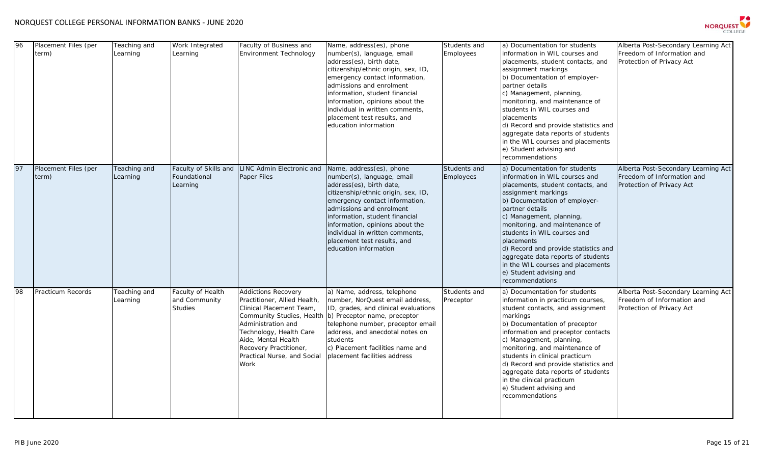| 96 | Placement Files (per term) | Teaching and Learning | Work Integrated Learning | Faculty of Business and Environment Technology | Name, address(es), phone number(s), language, email address(es), birth date, citizenship/ethnic origin, sex, ID, emergency contact information, admissions and enrolment information, student financial information, opinions about the individual in written comments, placement test results, and education information | Students and Employees | a) Documentation for students information in WIL courses and placements, student contacts, and assignment markings<br>b) Documentation of employer-partner details<br>c) Management, planning, monitoring, and maintenance of students in WIL courses and placements<br>d) Record and provide statistics and aggregate data reports of students in the WIL courses and placements<br>e) Student advising and recommendations | Alberta Post-Secondary Learning Act Freedom of Information and Protection of Privacy Act |
|---|---|---|---|---|---|---|---|---|
| 97 | Placement Files (per term) | Teaching and Learning | Faculty of Skills and Foundational Learning | LINC Admin Electronic and Paper Files | Name, address(es), phone number(s), language, email address(es), birth date, citizenship/ethnic origin, sex, ID, emergency contact information, admissions and enrolment information, student financial information, opinions about the individual in written comments, placement test results, and education information | Students and Employees | a) Documentation for students information in WIL courses and placements, student contacts, and assignment markings<br>b) Documentation of employer-partner details<br>c) Management, planning, monitoring, and maintenance of students in WIL courses and placements<br>d) Record and provide statistics and aggregate data reports of students in the WIL courses and placements<br>e) Student advising and recommendations | Alberta Post-Secondary Learning Act Freedom of Information and Protection of Privacy Act |
| 98 | Practicum Records | Teaching and Learning | Faculty of Health and Community Studies | Addictions Recovery Practitioner, Allied Health, Clinical Placement Team, Community Studies, Health Administration and Technology, Health Care Aide, Mental Health Recovery Practitioner, Practical Nurse, and Social Work | a) Name, address, telephone number, NorQuest email address, ID, grades, and clinical evaluations<br>b) Preceptor name, preceptor telephone number, preceptor email address, and anecdotal notes on students<br>c) Placement facilities name and placement facilities address | Students and Preceptor | a) Documentation for students information in practicum courses, student contacts, and assignment markings<br>b) Documentation of preceptor information and preceptor contacts<br>c) Management, planning, monitoring, and maintenance of students in clinical practicum<br>d) Record and provide statistics and aggregate data reports of students in the clinical practicum<br>e) Student advising and recommendations | Alberta Post-Secondary Learning Act Freedom of Information and Protection of Privacy Act |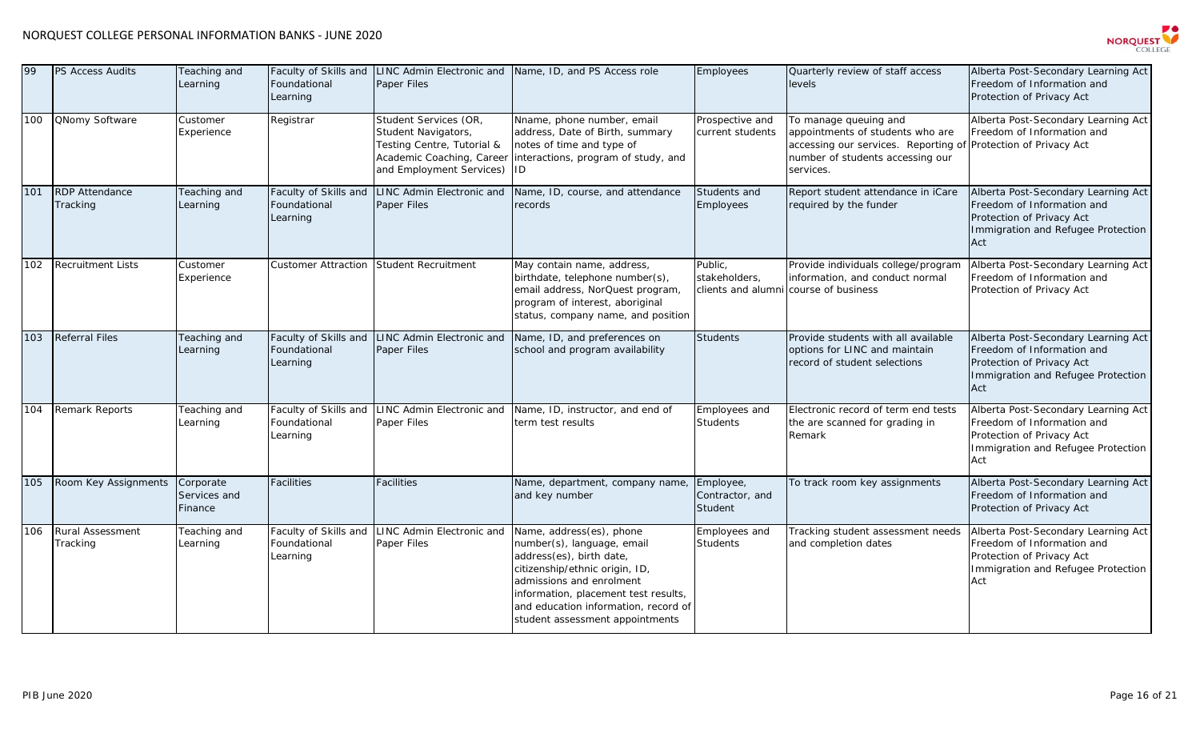| 99 | PS Access Audits | Teaching and Learning | Faculty of Skills and Foundational Learning | LINC Admin Electronic and Paper Files | Name, ID, and PS Access role | Employees | Quarterly review of staff access levels | Alberta Post-Secondary Learning Act Freedom of Information and Protection of Privacy Act |
|---|---|---|---|---|---|---|---|---|
| 100 | QNomy Software | Customer Experience | Registrar | Student Services (OR, Student Navigators, Testing Centre, Tutorial & Academic Coaching, Career and Employment Services) | Nname, phone number, email address, Date of Birth, summary notes of time and type of interactions, program of study, and ID | Prospective and current students | To manage queuing and appointments of students who are accessing our services. Reporting of number of students accessing our services. | Alberta Post-Secondary Learning Act Freedom of Information and Protection of Privacy Act |
| 101 | RDP Attendance Tracking | Teaching and Learning | Faculty of Skills and Foundational Learning | LINC Admin Electronic and Paper Files | Name, ID, course, and attendance records | Students and Employees | Report student attendance in iCare required by the funder | Alberta Post-Secondary Learning Act Freedom of Information and Protection of Privacy Act Immigration and Refugee Protection Act |
| 102 | Recruitment Lists | Customer Experience | Customer Attraction | Student Recruitment | May contain name, address, birthdate, telephone number(s), email address, NorQuest program, program of interest, aboriginal status, company name, and position | Public, stakeholders, clients and alumni | Provide individuals college/program information, and conduct normal course of business | Alberta Post-Secondary Learning Act Freedom of Information and Protection of Privacy Act |
| 103 | Referral Files | Teaching and Learning | Faculty of Skills and Foundational Learning | LINC Admin Electronic and Paper Files | Name, ID, and preferences on school and program availability | Students | Provide students with all available options for LINC and maintain record of student selections | Alberta Post-Secondary Learning Act Freedom of Information and Protection of Privacy Act Immigration and Refugee Protection Act |
| 104 | Remark Reports | Teaching and Learning | Faculty of Skills and Foundational Learning | LINC Admin Electronic and Paper Files | Name, ID, instructor, and end of term test results | Employees and Students | Electronic record of term end tests the are scanned for grading in Remark | Alberta Post-Secondary Learning Act Freedom of Information and Protection of Privacy Act Immigration and Refugee Protection Act |
| 105 | Room Key Assignments | Corporate Services and Finance | Facilities | Facilities | Name, department, company name, and key number | Employee, Contractor, and Student | To track room key assignments | Alberta Post-Secondary Learning Act Freedom of Information and Protection of Privacy Act |
| 106 | Rural Assessment Tracking | Teaching and Learning | Faculty of Skills and Foundational Learning | LINC Admin Electronic and Paper Files | Name, address(es), phone number(s), language, email address(es), birth date, citizenship/ethnic origin, ID, admissions and enrolment information, placement test results, and education information, record of student assessment appointments | Employees and Students | Tracking student assessment needs and completion dates | Alberta Post-Secondary Learning Act Freedom of Information and Protection of Privacy Act Immigration and Refugee Protection Act |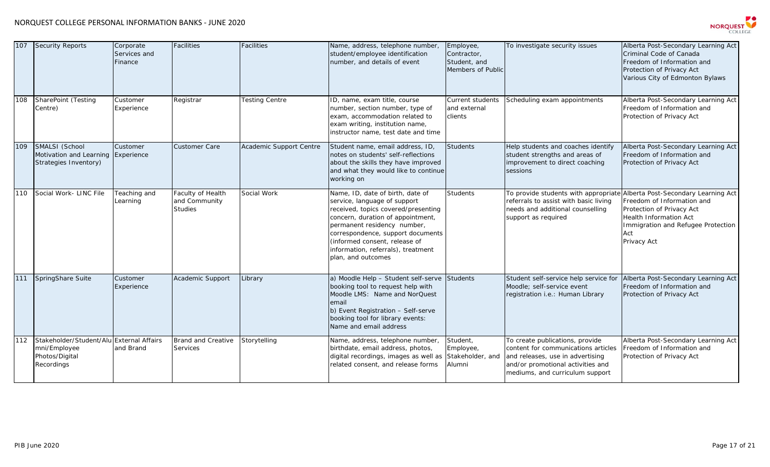| 107 | Security Reports | Corporate Services and Finance | Facilities | Facilities | Name, address, telephone number, student/employee identification number, and details of event | Employee, Contractor, Student, and Members of Public | To investigate security issues | Alberta Post-Secondary Learning Act<br>Criminal Code of Canada<br>Freedom of Information and Protection of Privacy Act<br>Various City of Edmonton Bylaws |
|---|---|---|---|---|---|---|---|---|
| 108 | SharePoint (Testing Centre) | Customer Experience | Registrar | Testing Centre | ID, name, exam title, course number, section number, type of exam, accommodation related to exam writing, institution name, instructor name, test date and time | Current students and external clients | Scheduling exam appointments | Alberta Post-Secondary Learning Act<br>Freedom of Information and Protection of Privacy Act |
| 109 | SMALSI (School Motivation and Learning Strategies Inventory) | Customer Experience | Customer Care | Academic Support Centre | Student name, email address, ID, notes on students' self-reflections about the skills they have improved and what they would like to continue working on | Students | Help students and coaches identify student strengths and areas of improvement to direct coaching sessions | Alberta Post-Secondary Learning Act<br>Freedom of Information and Protection of Privacy Act |
| 110 | Social Work- LINC File | Teaching and Learning | Faculty of Health and Community Studies | Social Work | Name, ID, date of birth, date of service, language of support received, topics covered/presenting concern, duration of appointment, permanent residency number, correspondence, support documents (informed consent, release of information, referrals), treatment plan, and outcomes | Students | To provide students with appropriate referrals to assist with basic living needs and additional counselling support as required | Alberta Post-Secondary Learning Act<br>Freedom of Information and Protection of Privacy Act<br>Health Information Act<br>Immigration and Refugee Protection Act<br>Privacy Act |
| 111 | SpringShare Suite | Customer Experience | Academic Support | Library | a) Moodle Help – Student self-serve booking tool to request help with Moodle LMS: Name and NorQuest email<br>b) Event Registration – Self-serve booking tool for library events: Name and email address | Students | Student self-service help service for Moodle; self-service event registration i.e.: Human Library | Alberta Post-Secondary Learning Act<br>Freedom of Information and Protection of Privacy Act |
| 112 | Stakeholder/Student/Alumni/Employee Photos/Digital Recordings | External Affairs and Brand | Brand and Creative Services | Storytelling | Name, address, telephone number, birthdate, email address, photos, digital recordings, images as well as related consent, and release forms | Student, Employee, Stakeholder, and Alumni | To create publications, provide content for communications articles and releases, use in advertising and/or promotional activities and mediums, and curriculum support | Alberta Post-Secondary Learning Act<br>Freedom of Information and Protection of Privacy Act |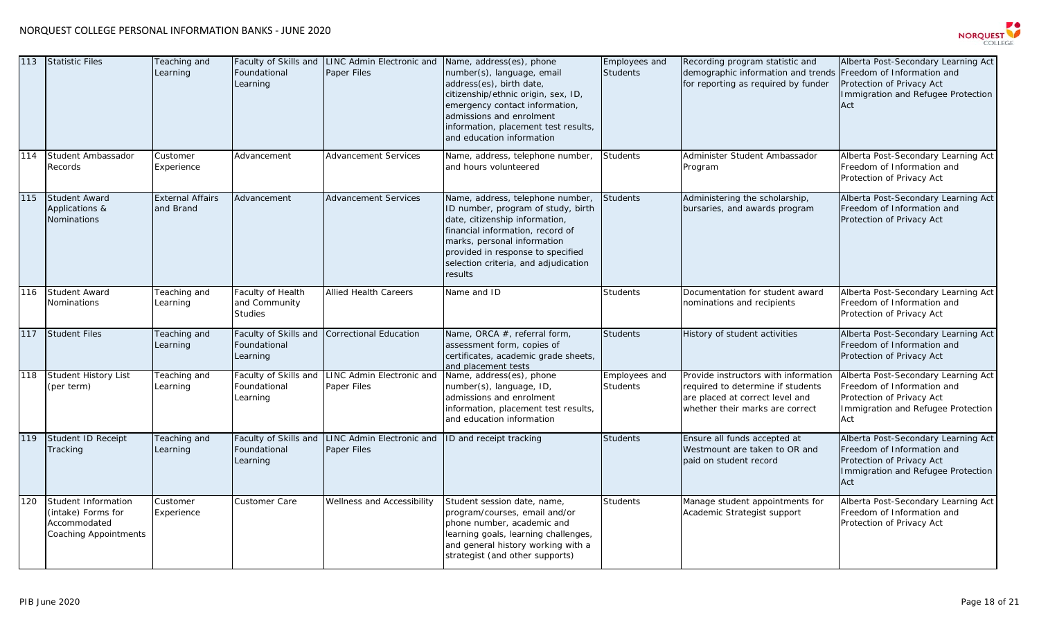| 113 | Statistic Files | Teaching and Learning | Faculty of Skills and Foundational Learning | LINC Admin Electronic and Paper Files | Name, address(es), phone number(s), language, email address(es), birth date, citizenship/ethnic origin, sex, ID, emergency contact information, admissions and enrolment information, placement test results, and education information | Employees and Students | Recording program statistic and demographic information and trends for reporting as required by funder | Alberta Post-Secondary Learning Act Freedom of Information and Protection of Privacy Act Immigration and Refugee Protection Act |
|---|---|---|---|---|---|---|---|---|
| 114 | Student Ambassador Records | Customer Experience | Advancement | Advancement Services | Name, address, telephone number, and hours volunteered | Students | Administer Student Ambassador Program | Alberta Post-Secondary Learning Act Freedom of Information and Protection of Privacy Act |
| 115 | Student Award Applications & Nominations | External Affairs and Brand | Advancement | Advancement Services | Name, address, telephone number, ID number, program of study, birth date, citizenship information, financial information, record of marks, personal information provided in response to specified selection criteria, and adjudication results | Students | Administering the scholarship, bursaries, and awards program | Alberta Post-Secondary Learning Act Freedom of Information and Protection of Privacy Act |
| 116 | Student Award Nominations | Teaching and Learning | Faculty of Health and Community Studies | Allied Health Careers | Name and ID | Students | Documentation for student award nominations and recipients | Alberta Post-Secondary Learning Act Freedom of Information and Protection of Privacy Act |
| 117 | Student Files | Teaching and Learning | Faculty of Skills and Foundational Learning | Correctional Education | Name, ORCA #, referral form, assessment form, copies of certificates, academic grade sheets, and placement tests | Students | History of student activities | Alberta Post-Secondary Learning Act Freedom of Information and Protection of Privacy Act |
| 118 | Student History List (per term) | Teaching and Learning | Faculty of Skills and Foundational Learning | LINC Admin Electronic and Paper Files | Name, address(es), phone number(s), language, ID, admissions and enrolment information, placement test results, and education information | Employees and Students | Provide instructors with information required to determine if students are placed at correct level and whether their marks are correct | Alberta Post-Secondary Learning Act Freedom of Information and Protection of Privacy Act Immigration and Refugee Protection Act |
| 119 | Student ID Receipt Tracking | Teaching and Learning | Faculty of Skills and Foundational Learning | LINC Admin Electronic and Paper Files | ID and receipt tracking | Students | Ensure all funds accepted at Westmount are taken to OR and paid on student record | Alberta Post-Secondary Learning Act Freedom of Information and Protection of Privacy Act Immigration and Refugee Protection Act |
| 120 | Student Information (intake) Forms for Accommodated Coaching Appointments | Customer Experience | Customer Care | Wellness and Accessibility | Student session date, name, program/courses, email and/or phone number, academic and learning goals, learning challenges, and general history working with a strategist (and other supports) | Students | Manage student appointments for Academic Strategist support | Alberta Post-Secondary Learning Act Freedom of Information and Protection of Privacy Act |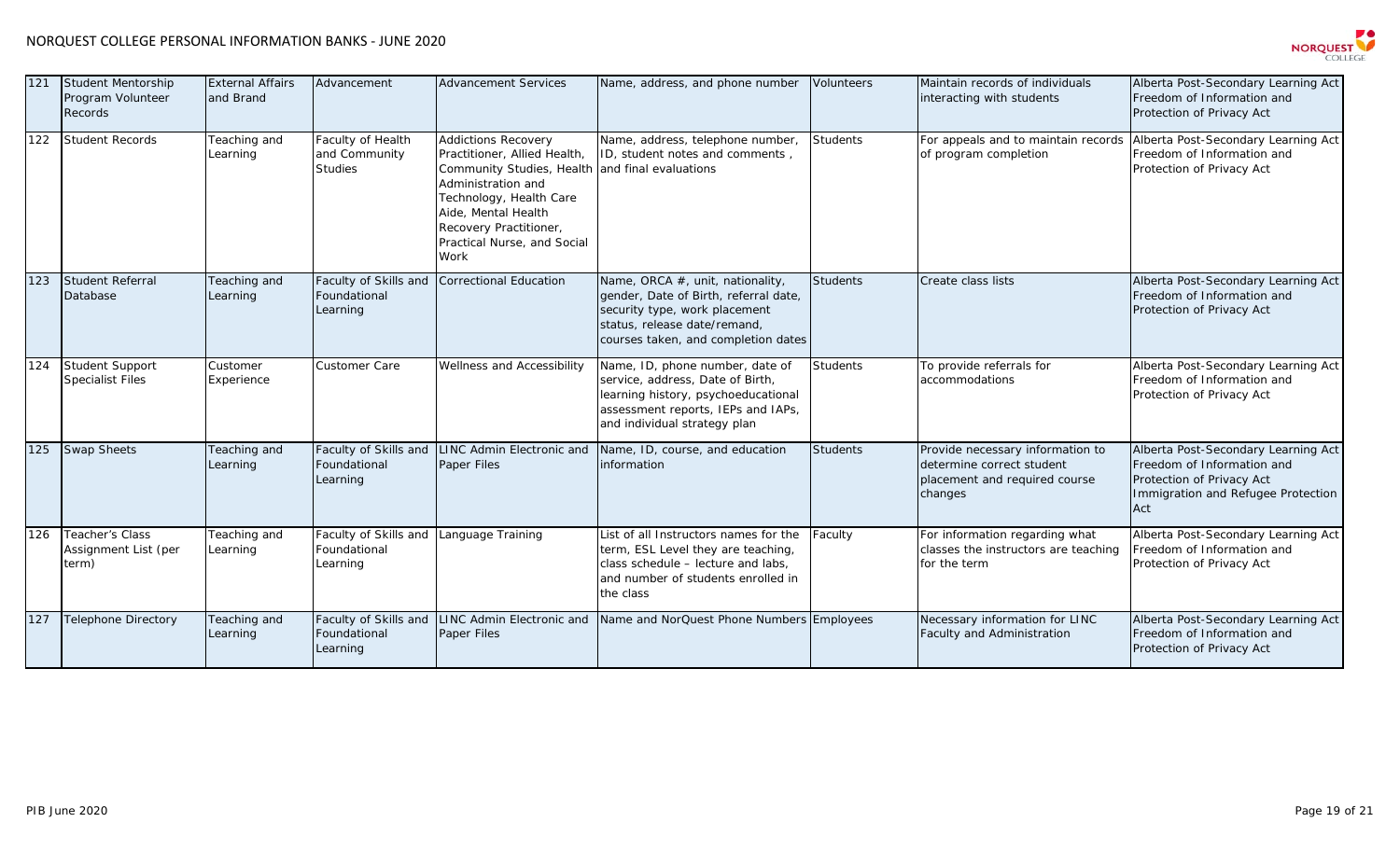| 121 | Student Mentorship Program Volunteer Records | External Affairs and Brand | Advancement | Advancement Services | Name, address, and phone number | Volunteers | Maintain records of individuals interacting with students | Alberta Post-Secondary Learning Act Freedom of Information and Protection of Privacy Act |
|---|---|---|---|---|---|---|---|---|
| 122 | Student Records | Teaching and Learning | Faculty of Health and Community Studies | Addictions Recovery Practitioner, Allied Health, Community Studies, Health Administration and Technology, Health Care Aide, Mental Health Recovery Practitioner, Practical Nurse, and Social Work | Name, address, telephone number, ID, student notes and comments , and final evaluations | Students | For appeals and to maintain records of program completion | Alberta Post-Secondary Learning Act Freedom of Information and Protection of Privacy Act |
| 123 | Student Referral Database | Teaching and Learning | Faculty of Skills and Foundational Learning | Correctional Education | Name, ORCA #, unit, nationality, gender, Date of Birth, referral date, security type, work placement status, release date/remand, courses taken, and completion dates | Students | Create class lists | Alberta Post-Secondary Learning Act Freedom of Information and Protection of Privacy Act |
| 124 | Student Support Specialist Files | Customer Experience | Customer Care | Wellness and Accessibility | Name, ID, phone number, date of service, address, Date of Birth, learning history, psychoeducational assessment reports, IEPs and IAPs, and individual strategy plan | Students | To provide referrals for accommodations | Alberta Post-Secondary Learning Act Freedom of Information and Protection of Privacy Act |
| 125 | Swap Sheets | Teaching and Learning | Faculty of Skills and Foundational Learning | LINC Admin Electronic and Paper Files | Name, ID, course, and education information | Students | Provide necessary information to determine correct student placement and required course changes | Alberta Post-Secondary Learning Act Freedom of Information and Protection of Privacy Act Immigration and Refugee Protection Act |
| 126 | Teacher's Class Assignment List (per term) | Teaching and Learning | Faculty of Skills and Foundational Learning | Language Training | List of all Instructors names for the term, ESL Level they are teaching, class schedule – lecture and labs, and number of students enrolled in the class | Faculty | For information regarding what classes the instructors are teaching for the term | Alberta Post-Secondary Learning Act Freedom of Information and Protection of Privacy Act |
| 127 | Telephone Directory | Teaching and Learning | Faculty of Skills and Foundational Learning | LINC Admin Electronic and Paper Files | Name and NorQuest Phone Numbers | Employees | Necessary information for LINC Faculty and Administration | Alberta Post-Secondary Learning Act Freedom of Information and Protection of Privacy Act |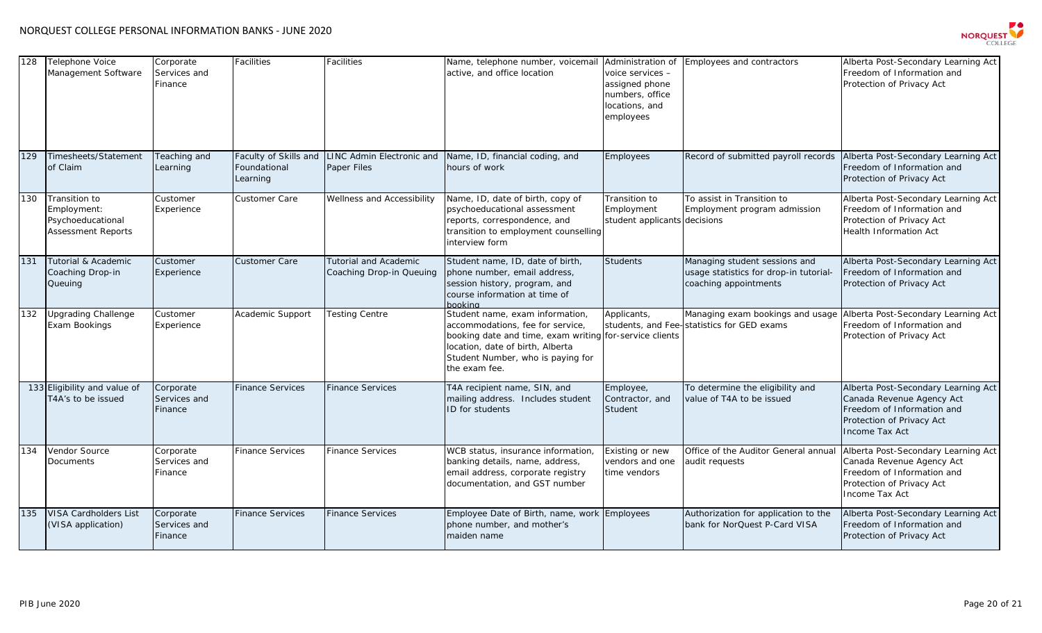| 128 | Telephone Voice Management Software | Corporate Services and Finance | Facilities | Facilities | Name, telephone number, voicemail active, and office location | Administration of voice services – assigned phone numbers, office locations, and employees | Employees and contractors | Alberta Post-Secondary Learning Act Freedom of Information and Protection of Privacy Act |
|---|---|---|---|---|---|---|---|---|
| 129 | Timesheets/Statement of Claim | Teaching and Learning | Faculty of Skills and Foundational Learning | LINC Admin Electronic and Paper Files | Name, ID, financial coding, and hours of work | Employees | Record of submitted payroll records | Alberta Post-Secondary Learning Act Freedom of Information and Protection of Privacy Act |
| 130 | Transition to Employment: Psychoeducational Assessment Reports | Customer Experience | Customer Care | Wellness and Accessibility | Name, ID, date of birth, copy of psychoeducational assessment reports, correspondence, and transition to employment counselling interview form | Transition to Employment student applicants | To assist in Transition to Employment program admission decisions | Alberta Post-Secondary Learning Act Freedom of Information and Protection of Privacy Act Health Information Act |
| 131 | Tutorial & Academic Coaching Drop-in Queuing | Customer Experience | Customer Care | Tutorial and Academic Coaching Drop-in Queuing | Student name, ID, date of birth, phone number, email address, session history, program, and course information at time of booking | Students | Managing student sessions and usage statistics for drop-in tutorial-coaching appointments | Alberta Post-Secondary Learning Act Freedom of Information and Protection of Privacy Act |
| 132 | Upgrading Challenge Exam Bookings | Customer Experience | Academic Support | Testing Centre | Student name, exam information, accommodations, fee for service, booking date and time, exam writing location, date of birth, Alberta Student Number, who is paying for the exam fee. | Applicants, students, and Fee-for-service clients | Managing exam bookings and usage statistics for GED exams | Alberta Post-Secondary Learning Act Freedom of Information and Protection of Privacy Act |
| 133 | Eligibility and value of T4A's to be issued | Corporate Services and Finance | Finance Services | Finance Services | T4A recipient name, SIN, and mailing address. Includes student ID for students | Employee, Contractor, and Student | To determine the eligibility and value of T4A to be issued | Alberta Post-Secondary Learning Act Canada Revenue Agency Act Freedom of Information and Protection of Privacy Act Income Tax Act |
| 134 | Vendor Source Documents | Corporate Services and Finance | Finance Services | Finance Services | WCB status, insurance information, banking details, name, address, email address, corporate registry documentation, and GST number | Existing or new vendors and one time vendors | Office of the Auditor General annual audit requests | Alberta Post-Secondary Learning Act Canada Revenue Agency Act Freedom of Information and Protection of Privacy Act Income Tax Act |
| 135 | VISA Cardholders List (VISA application) | Corporate Services and Finance | Finance Services | Finance Services | Employee Date of Birth, name, work phone number, and mother's maiden name | Employees | Authorization for application to the bank for NorQuest P-Card VISA | Alberta Post-Secondary Learning Act Freedom of Information and Protection of Privacy Act |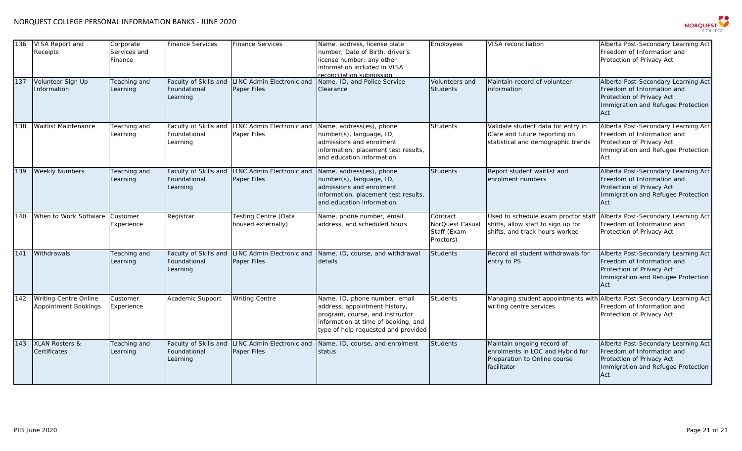| | | | | | | | | |
|---|---|---|---|---|---|---|---|---|
| 136 | VISA Report and Receipts | Corporate Services and Finance | Finance Services | Finance Services | Name, address, license plate number, Date of Birth, driver's license number; any other information included in VISA reconciliation submission | Employees | VISA reconciliation | Alberta Post-Secondary Learning Act Freedom of Information and Protection of Privacy Act |
| 137 | Volunteer Sign Up Information | Teaching and Learning | Faculty of Skills and Foundational Learning | LINC Admin Electronic and Paper Files | Name, ID, and Police Service Clearance | Volunteers and Students | Maintain record of volunteer information | Alberta Post-Secondary Learning Act Freedom of Information and Protection of Privacy Act Immigration and Refugee Protection Act |
| 138 | Waitlist Maintenance | Teaching and Learning | Faculty of Skills and Foundational Learning | LINC Admin Electronic and Paper Files | Name, address(es), phone number(s), language, ID, admissions and enrolment information, placement test results, and education information | Students | Validate student data for entry in iCare and future reporting on statistical and demographic trends | Alberta Post-Secondary Learning Act Freedom of Information and Protection of Privacy Act Immigration and Refugee Protection Act |
| 139 | Weekly Numbers | Teaching and Learning | Faculty of Skills and Foundational Learning | LINC Admin Electronic and Paper Files | Name, address(es), phone number(s), language, ID, admissions and enrolment information, placement test results, and education information | Students | Report student waitlist and enrolment numbers | Alberta Post-Secondary Learning Act Freedom of Information and Protection of Privacy Act Immigration and Refugee Protection Act |
| 140 | When to Work Software | Customer Experience | Registrar | Testing Centre (Data housed externally) | Name, phone number, email address, and scheduled hours | Contract NorQuest Casual Staff (Exam Proctors) | Used to schedule exam proctor staff shifts, allow staff to sign up for shifts, and track hours worked | Alberta Post-Secondary Learning Act Freedom of Information and Protection of Privacy Act |
| 141 | Withdrawals | Teaching and Learning | Faculty of Skills and Foundational Learning | LINC Admin Electronic and Paper Files | Name, ID, course, and withdrawal details | Students | Record all student withdrawals for entry to PS | Alberta Post-Secondary Learning Act Freedom of Information and Protection of Privacy Act Immigration and Refugee Protection Act |
| 142 | Writing Centre Online Appointment Bookings | Customer Experience | Academic Support | Writing Centre | Name, ID, phone number, email address, appointment history, program, course, and instructor information at time of booking, and type of help requested and provided | Students | Managing student appointments with writing centre services | Alberta Post-Secondary Learning Act Freedom of Information and Protection of Privacy Act |
| 143 | XLAN Rosters & Certificates | Teaching and Learning | Faculty of Skills and Foundational Learning | LINC Admin Electronic and Paper Files | Name, ID, course, and enrolment status | Students | Maintain ongoing record of enrolments in LOC and Hybrid for Preparation to Online course facilitator | Alberta Post-Secondary Learning Act Freedom of Information and Protection of Privacy Act Immigration and Refugee Protection Act |